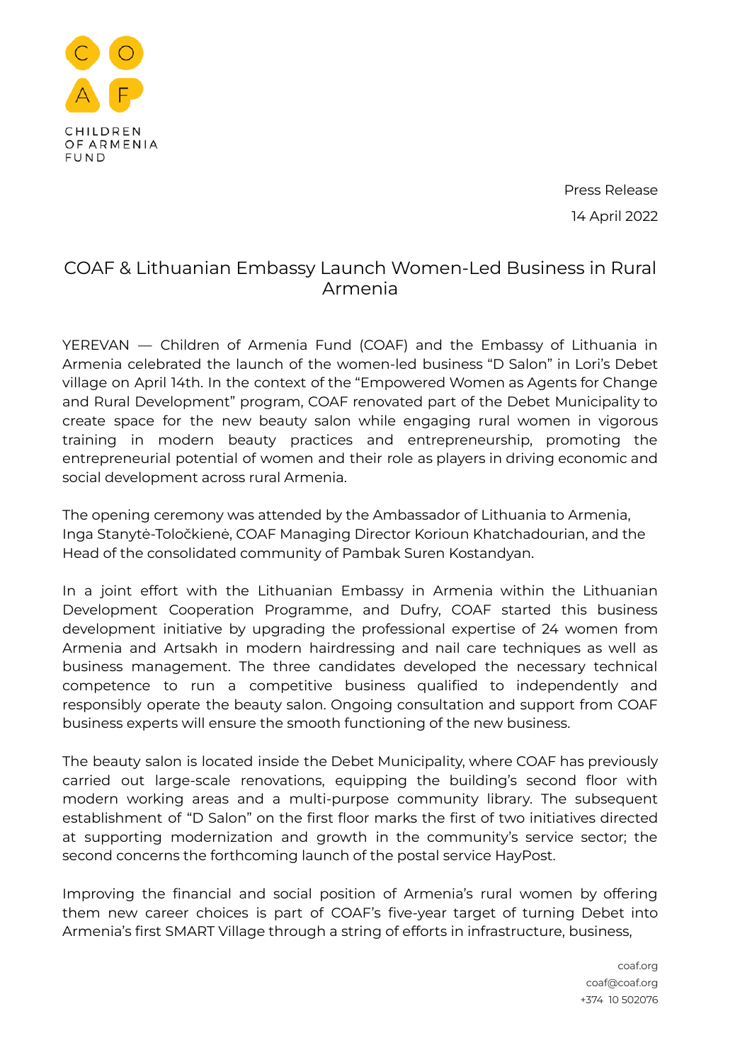CHILDREN OF ARMENIA FUND

Press Release

14 April 2022

# COAF & Lithuanian Embassy Launch Women-Led Business in Rural Armenia

YEREVAN — Children of Armenia Fund (COAF) and the Embassy of Lithuania in Armenia celebrated the launch of the women-led business "D Salon" in Lori's Debet village on April 14th. In the context of the "Empowered Women as Agents for Change and Rural Development" program, COAF renovated part of the Debet Municipality to create space for the new beauty salon while engaging rural women in vigorous training in modern beauty practices and entrepreneurship, promoting the entrepreneurial potential of women and their role as players in driving economic and social development across rural Armenia.

The opening ceremony was attended by the Ambassador of Lithuania to Armenia, Inga Stanytė-Toločkienė, COAF Managing Director Korioun Khatchadourian, and the Head of the consolidated community of Pambak Suren Kostandyan.

In a joint effort with the Lithuanian Embassy in Armenia within the Lithuanian Development Cooperation Programme, and Dufry, COAF started this business development initiative by upgrading the professional expertise of 24 women from Armenia and Artsakh in modern hairdressing and nail care techniques as well as business management. The three candidates developed the necessary technical competence to run a competitive business qualified to independently and responsibly operate the beauty salon. Ongoing consultation and support from COAF business experts will ensure the smooth functioning of the new business.

The beauty salon is located inside the Debet Municipality, where COAF has previously carried out large-scale renovations, equipping the building's second floor with modern working areas and a multi-purpose community library. The subsequent establishment of "D Salon" on the first floor marks the first of two initiatives directed at supporting modernization and growth in the community's service sector; the second concerns the forthcoming launch of the postal service HayPost.

Improving the financial and social position of Armenia's rural women by offering them new career choices is part of COAF's five-year target of turning Debet into Armenia's first SMART Village through a string of efforts in infrastructure, business,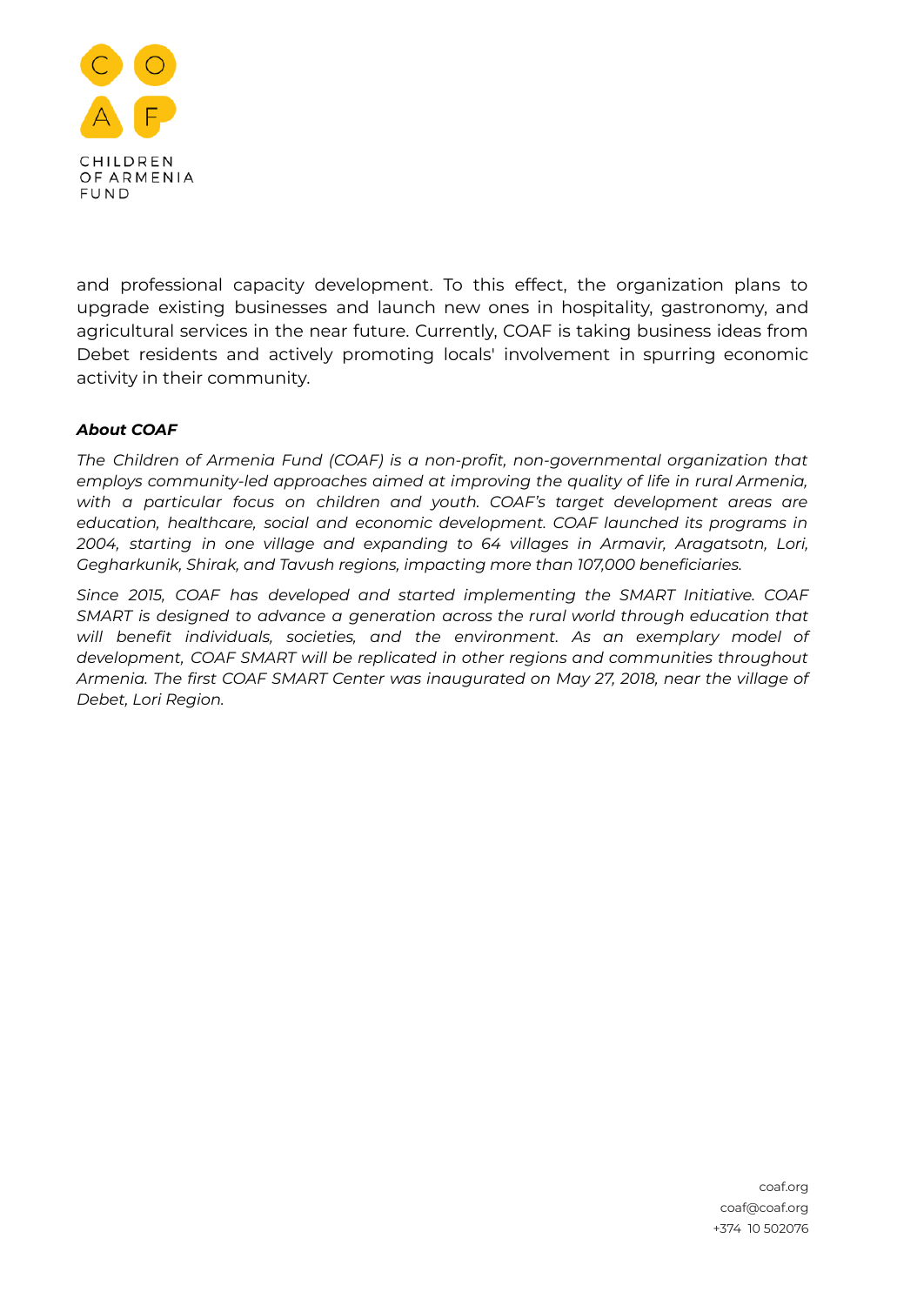and professional capacity development. To this effect, the organization plans to upgrade existing businesses and launch new ones in hospitality, gastronomy, and agricultural services in the near future. Currently, COAF is taking business ideas from Debet residents and actively promoting locals' involvement in spurring economic activity in their community.

***About COAF***

*The Children of Armenia Fund (COAF) is a non-profit, non-governmental organization that employs community-led approaches aimed at improving the quality of life in rural Armenia, with a particular focus on children and youth. COAF's target development areas are education, healthcare, social and economic development. COAF launched its programs in 2004, starting in one village and expanding to 64 villages in Armavir, Aragatsotn, Lori, Gegharkunik, Shirak, and Tavush regions, impacting more than 107,000 beneficiaries.*

*Since 2015, COAF has developed and started implementing the SMART Initiative. COAF SMART is designed to advance a generation across the rural world through education that will benefit individuals, societies, and the environment. As an exemplary model of development, COAF SMART will be replicated in other regions and communities throughout Armenia. The first COAF SMART Center was inaugurated on May 27, 2018, near the village of Debet, Lori Region.*